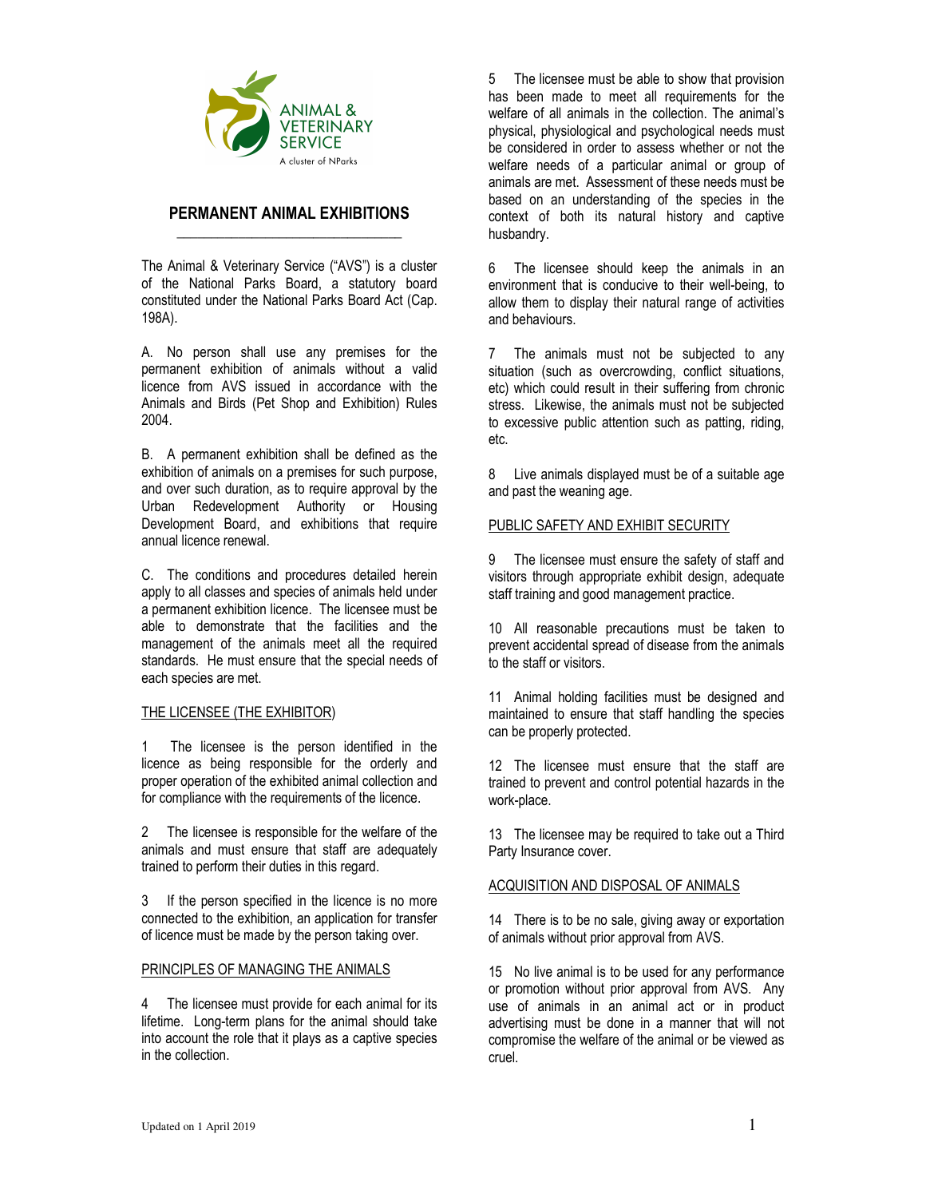ANIMAL & VETERINARY SERVICE

A cluster of NParks

# PERMANENT ANIMAL EXHIBITIONS

The Animal & Veterinary Service ("AVS") is a cluster of the National Parks Board, a statutory board constituted under the National Parks Board Act (Cap. 198A).

A. No person shall use any premises for the permanent exhibition of animals without a valid licence from AVS issued in accordance with the Animals and Birds (Pet Shop and Exhibition) Rules 2004.

B. A permanent exhibition shall be defined as the exhibition of animals on a premises for such purpose, and over such duration, as to require approval by the Urban Redevelopment Authority or Housing Development Board, and exhibitions that require annual licence renewal.

C. The conditions and procedures detailed herein apply to all classes and species of animals held under a permanent exhibition licence. The licensee must be able to demonstrate that the facilities and the management of the animals meet all the required standards. He must ensure that the special needs of each species are met.

## THE LICENSEE (THE EXHIBITOR)

1 The licensee is the person identified in the licence as being responsible for the orderly and proper operation of the exhibited animal collection and for compliance with the requirements of the licence.

2 The licensee is responsible for the welfare of the animals and must ensure that staff are adequately trained to perform their duties in this regard.

3 If the person specified in the licence is no more connected to the exhibition, an application for transfer of licence must be made by the person taking over.

## PRINCIPLES OF MANAGING THE ANIMALS

4 The licensee must provide for each animal for its lifetime. Long-term plans for the animal should take into account the role that it plays as a captive species in the collection.

5 The licensee must be able to show that provision has been made to meet all requirements for the welfare of all animals in the collection. The animal's physical, physiological and psychological needs must be considered in order to assess whether or not the welfare needs of a particular animal or group of animals are met. Assessment of these needs must be based on an understanding of the species in the context of both its natural history and captive husbandry.

6 The licensee should keep the animals in an environment that is conducive to their well-being, to allow them to display their natural range of activities and behaviours.

7 The animals must not be subjected to any situation (such as overcrowding, conflict situations, etc) which could result in their suffering from chronic stress. Likewise, the animals must not be subjected to excessive public attention such as patting, riding, etc.

8 Live animals displayed must be of a suitable age and past the weaning age.

## PUBLIC SAFETY AND EXHIBIT SECURITY

9 The licensee must ensure the safety of staff and visitors through appropriate exhibit design, adequate staff training and good management practice.

10 All reasonable precautions must be taken to prevent accidental spread of disease from the animals to the staff or visitors.

11 Animal holding facilities must be designed and maintained to ensure that staff handling the species can be properly protected.

12 The licensee must ensure that the staff are trained to prevent and control potential hazards in the work-place.

13 The licensee may be required to take out a Third Party Insurance cover.

## ACQUISITION AND DISPOSAL OF ANIMALS

14 There is to be no sale, giving away or exportation of animals without prior approval from AVS.

15 No live animal is to be used for any performance or promotion without prior approval from AVS. Any use of animals in an animal act or in product advertising must be done in a manner that will not compromise the welfare of the animal or be viewed as cruel.

Updated on 1 April 2019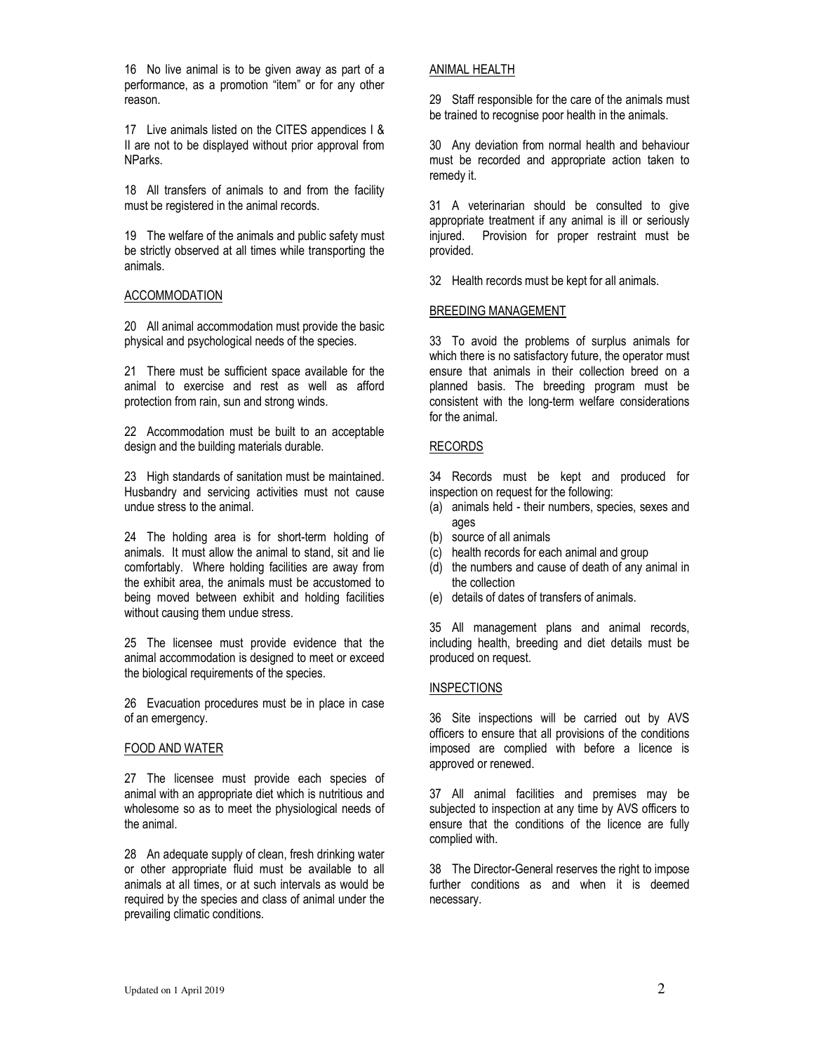16 No live animal is to be given away as part of a performance, as a promotion "item" or for any other reason.

17 Live animals listed on the CITES appendices I & II are not to be displayed without prior approval from NParks.

18 All transfers of animals to and from the facility must be registered in the animal records.

19 The welfare of the animals and public safety must be strictly observed at all times while transporting the animals.

## ACCOMMODATION

20 All animal accommodation must provide the basic physical and psychological needs of the species.

21 There must be sufficient space available for the animal to exercise and rest as well as afford protection from rain, sun and strong winds.

22 Accommodation must be built to an acceptable design and the building materials durable.

23 High standards of sanitation must be maintained. Husbandry and servicing activities must not cause undue stress to the animal.

24 The holding area is for short-term holding of animals. It must allow the animal to stand, sit and lie comfortably. Where holding facilities are away from the exhibit area, the animals must be accustomed to being moved between exhibit and holding facilities without causing them undue stress.

25 The licensee must provide evidence that the animal accommodation is designed to meet or exceed the biological requirements of the species.

26 Evacuation procedures must be in place in case of an emergency.

## FOOD AND WATER

27 The licensee must provide each species of animal with an appropriate diet which is nutritious and wholesome so as to meet the physiological needs of the animal.

28 An adequate supply of clean, fresh drinking water or other appropriate fluid must be available to all animals at all times, or at such intervals as would be required by the species and class of animal under the prevailing climatic conditions.

## ANIMAL HEALTH

29 Staff responsible for the care of the animals must be trained to recognise poor health in the animals.

30 Any deviation from normal health and behaviour must be recorded and appropriate action taken to remedy it.

31 A veterinarian should be consulted to give appropriate treatment if any animal is ill or seriously injured. Provision for proper restraint must be provided.

32 Health records must be kept for all animals.

## BREEDING MANAGEMENT

33 To avoid the problems of surplus animals for which there is no satisfactory future, the operator must ensure that animals in their collection breed on a planned basis. The breeding program must be consistent with the long-term welfare considerations for the animal.

## RECORDS

34 Records must be kept and produced for inspection on request for the following:

(a) animals held - their numbers, species, sexes and ages
(b) source of all animals
(c) health records for each animal and group
(d) the numbers and cause of death of any animal in the collection
(e) details of dates of transfers of animals.

35 All management plans and animal records, including health, breeding and diet details must be produced on request.

## INSPECTIONS

36 Site inspections will be carried out by AVS officers to ensure that all provisions of the conditions imposed are complied with before a licence is approved or renewed.

37 All animal facilities and premises may be subjected to inspection at any time by AVS officers to ensure that the conditions of the licence are fully complied with.

38 The Director-General reserves the right to impose further conditions as and when it is deemed necessary.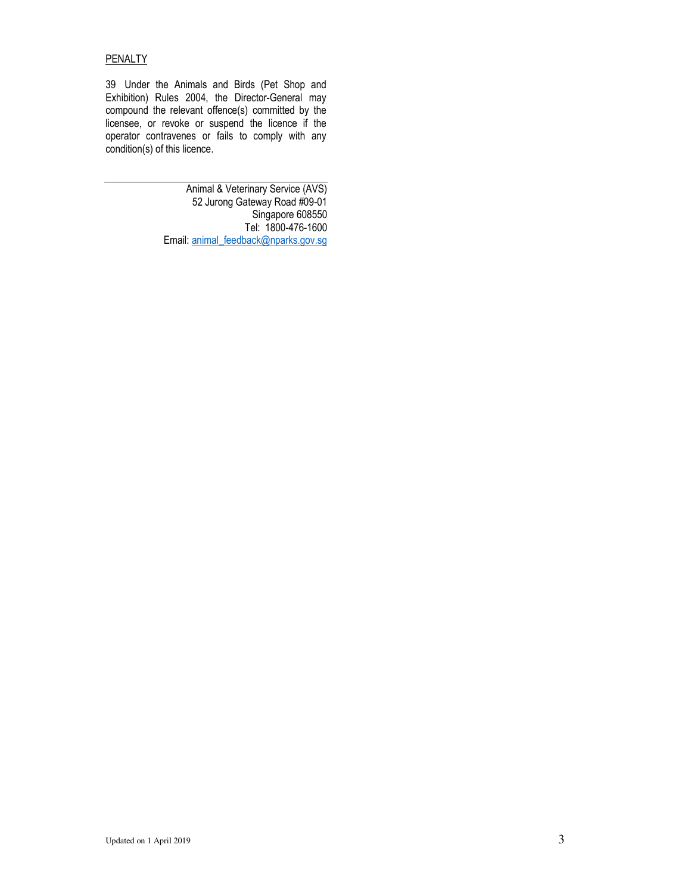PENALTY

39 Under the Animals and Birds (Pet Shop and Exhibition) Rules 2004, the Director-General may compound the relevant offence(s) committed by the licensee, or revoke or suspend the licence if the operator contravenes or fails to comply with any condition(s) of this licence.

---

Animal & Veterinary Service (AVS)
52 Jurong Gateway Road #09-01
Singapore 608550
Tel: 1800-476-1600
Email: animal_feedback@nparks.gov.sg

Updated on 1 April 2019